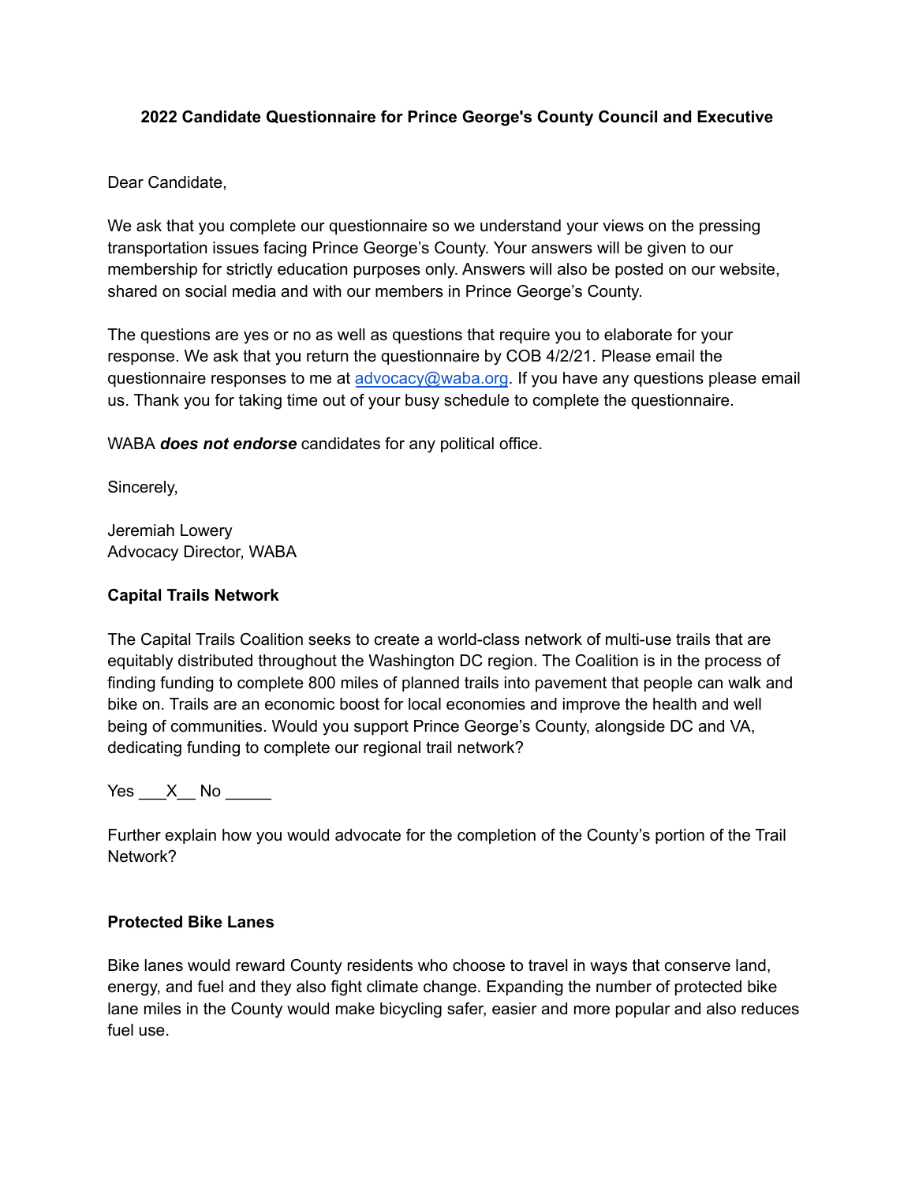**2022 Candidate Questionnaire for Prince George's County Council and Executive**

Dear Candidate,

We ask that you complete our questionnaire so we understand your views on the pressing transportation issues facing Prince George's County. Your answers will be given to our membership for strictly education purposes only. Answers will also be posted on our website, shared on social media and with our members in Prince George's County.

The questions are yes or no as well as questions that require you to elaborate for your response. We ask that you return the questionnaire by COB 4/2/21. Please email the questionnaire responses to me at [advocacy@waba.org](mailto:advocacy@waba.org). If you have any questions please email us. Thank you for taking time out of your busy schedule to complete the questionnaire.

WABA ***does not endorse*** candidates for any political office.

Sincerely,

Jeremiah Lowery
Advocacy Director, WABA

**Capital Trails Network**

The Capital Trails Coalition seeks to create a world-class network of multi-use trails that are equitably distributed throughout the Washington DC region. The Coalition is in the process of finding funding to complete 800 miles of planned trails into pavement that people can walk and bike on. Trails are an economic boost for local economies and improve the health and well being of communities. Would you support Prince George's County, alongside DC and VA, dedicating funding to complete our regional trail network?

Yes ___X__ No _____

Further explain how you would advocate for the completion of the County's portion of the Trail Network?

**Protected Bike Lanes**

Bike lanes would reward County residents who choose to travel in ways that conserve land, energy, and fuel and they also fight climate change. Expanding the number of protected bike lane miles in the County would make bicycling safer, easier and more popular and also reduces fuel use.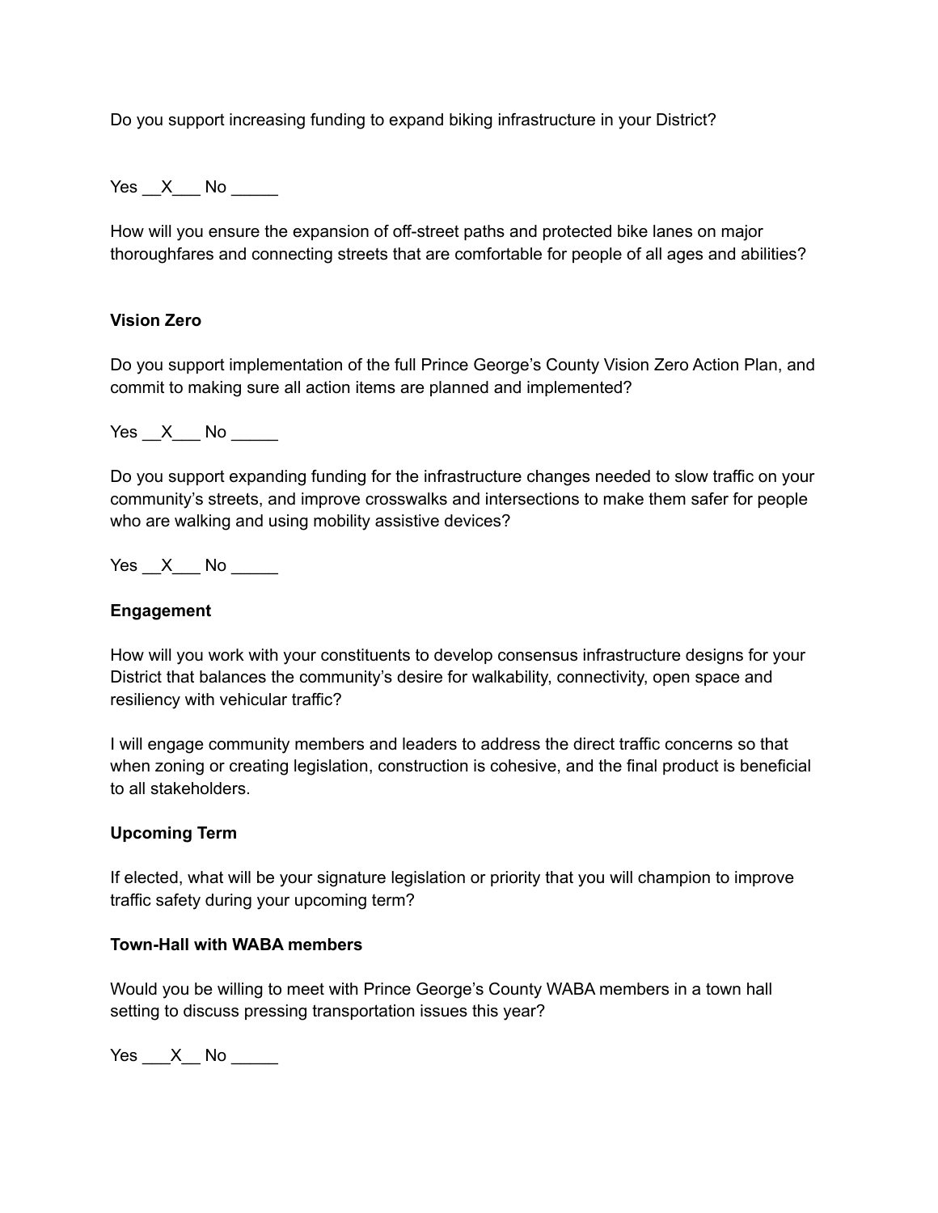Do you support increasing funding to expand biking infrastructure in your District?

Yes __X___ No _____

How will you ensure the expansion of off-street paths and protected bike lanes on major thoroughfares and connecting streets that are comfortable for people of all ages and abilities?

**Vision Zero**

Do you support implementation of the full Prince George's County Vision Zero Action Plan, and commit to making sure all action items are planned and implemented?

Yes __X___ No _____

Do you support expanding funding for the infrastructure changes needed to slow traffic on your community's streets, and improve crosswalks and intersections to make them safer for people who are walking and using mobility assistive devices?

Yes __X___ No _____

**Engagement**

How will you work with your constituents to develop consensus infrastructure designs for your District that balances the community's desire for walkability, connectivity, open space and resiliency with vehicular traffic?

I will engage community members and leaders to address the direct traffic concerns so that when zoning or creating legislation, construction is cohesive, and the final product is beneficial to all stakeholders.

**Upcoming Term**

If elected, what will be your signature legislation or priority that you will champion to improve traffic safety during your upcoming term?

**Town-Hall with WABA members**

Would you be willing to meet with Prince George's County WABA members in a town hall setting to discuss pressing transportation issues this year?

Yes ___X__ No _____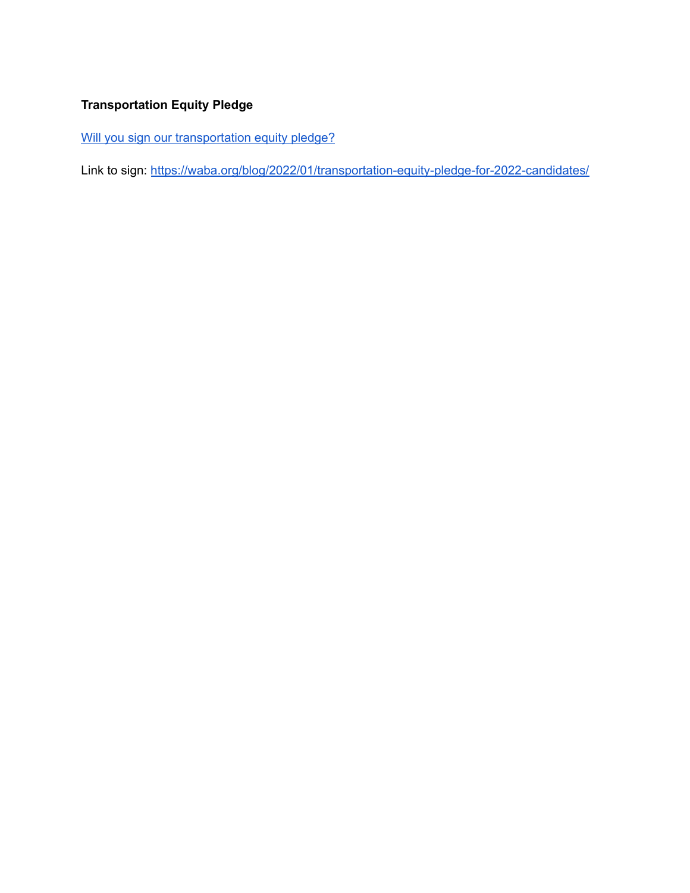**Transportation Equity Pledge**

[Will you sign our transportation equity pledge?](https://waba.org/blog/2022/01/transportation-equity-pledge-for-2022-candidates/)

Link to sign: https://waba.org/blog/2022/01/transportation-equity-pledge-for-2022-candidates/